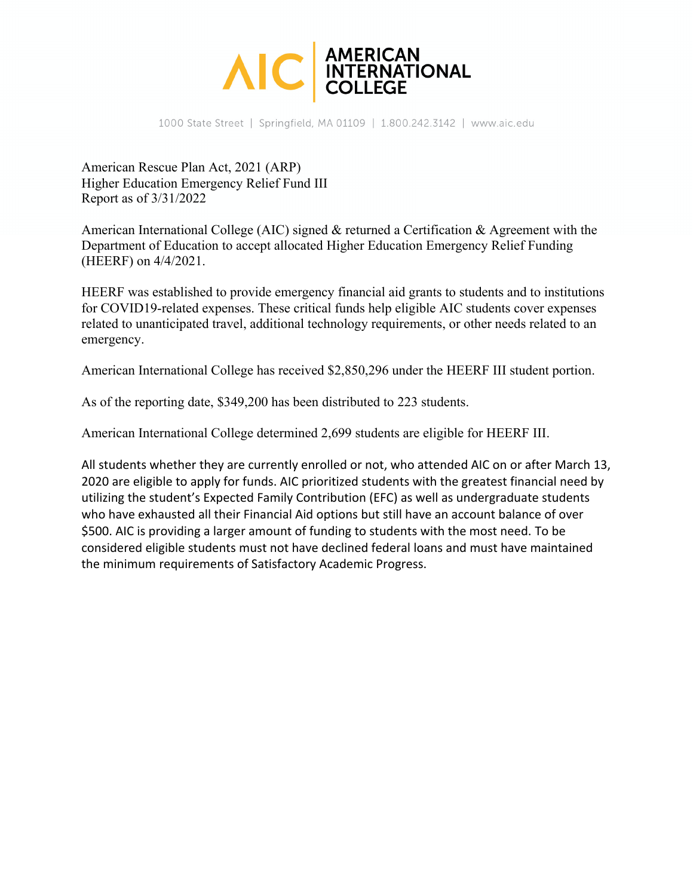AMERICAN INTERNATIONAL COLLEGE

1000 State Street | Springfield, MA 01109 | 1.800.242.3142 | www.aic.edu

American Rescue Plan Act, 2021 (ARP)
Higher Education Emergency Relief Fund III
Report as of 3/31/2022

American International College (AIC) signed & returned a Certification & Agreement with the Department of Education to accept allocated Higher Education Emergency Relief Funding (HEERF) on 4/4/2021.

HEERF was established to provide emergency financial aid grants to students and to institutions for COVID19-related expenses. These critical funds help eligible AIC students cover expenses related to unanticipated travel, additional technology requirements, or other needs related to an emergency.

American International College has received $2,850,296 under the HEERF III student portion.

As of the reporting date, $349,200 has been distributed to 223 students.

American International College determined 2,699 students are eligible for HEERF III.

All students whether they are currently enrolled or not, who attended AIC on or after March 13, 2020 are eligible to apply for funds. AIC prioritized students with the greatest financial need by utilizing the student's Expected Family Contribution (EFC) as well as undergraduate students who have exhausted all their Financial Aid options but still have an account balance of over $500. AIC is providing a larger amount of funding to students with the most need. To be considered eligible students must not have declined federal loans and must have maintained the minimum requirements of Satisfactory Academic Progress.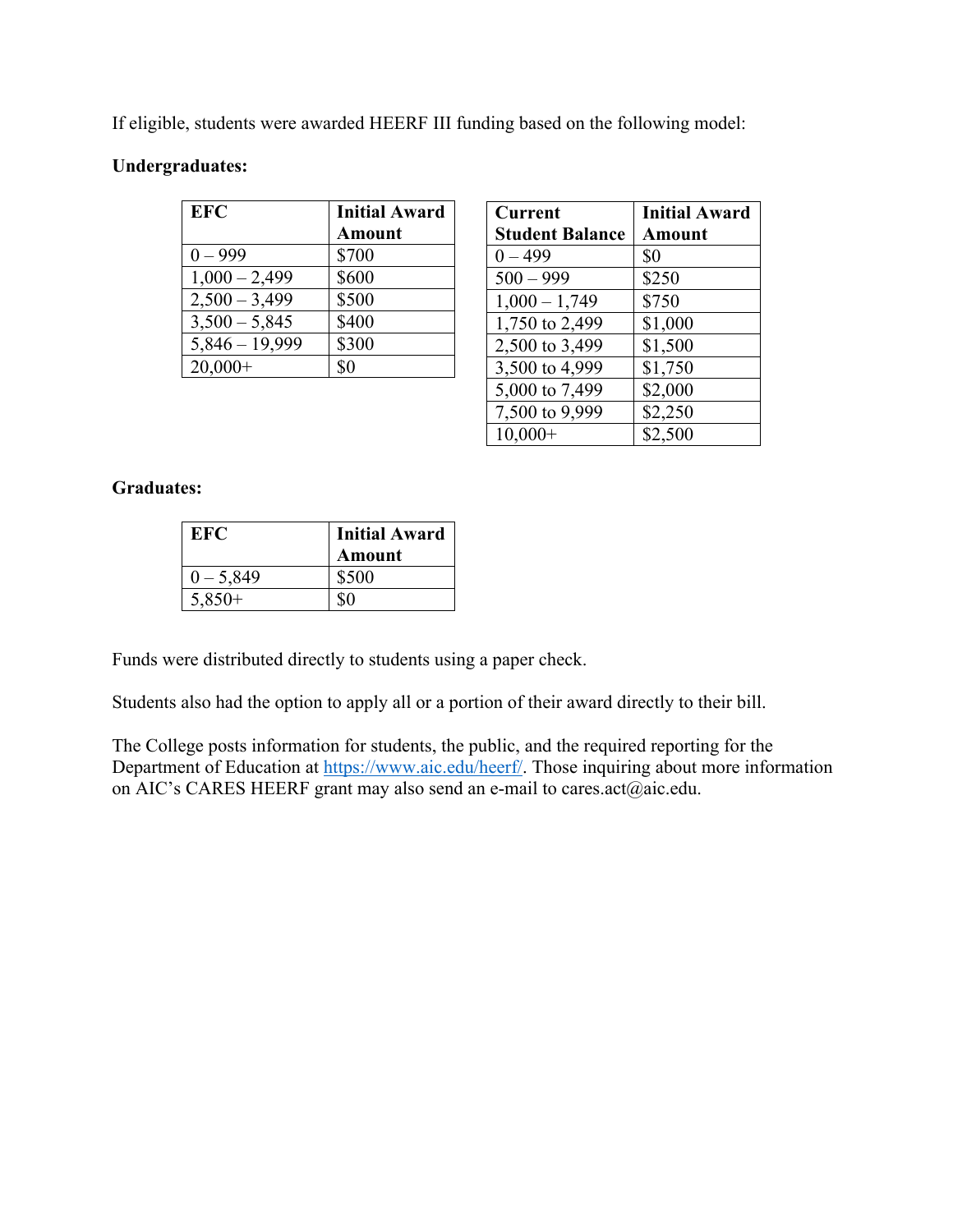If eligible, students were awarded HEERF III funding based on the following model:

**Undergraduates:**

| EFC | Initial Award Amount |
|---|---|
| 0 – 999 | $700 |
| 1,000 – 2,499 | $600 |
| 2,500 – 3,499 | $500 |
| 3,500 – 5,845 | $400 |
| 5,846 – 19,999 | $300 |
| 20,000+ | $0 |

| Current Student Balance | Initial Award Amount |
|---|---|
| 0 – 499 | $0 |
| 500 – 999 | $250 |
| 1,000 – 1,749 | $750 |
| 1,750 to 2,499 | $1,000 |
| 2,500 to 3,499 | $1,500 |
| 3,500 to 4,999 | $1,750 |
| 5,000 to 7,499 | $2,000 |
| 7,500 to 9,999 | $2,250 |
| 10,000+ | $2,500 |

**Graduates:**

| EFC | Initial Award Amount |
|---|---|
| 0 – 5,849 | $500 |
| 5,850+ | $0 |

Funds were distributed directly to students using a paper check.

Students also had the option to apply all or a portion of their award directly to their bill.

The College posts information for students, the public, and the required reporting for the Department of Education at https://www.aic.edu/heerf/. Those inquiring about more information on AIC's CARES HEERF grant may also send an e-mail to cares.act@aic.edu.